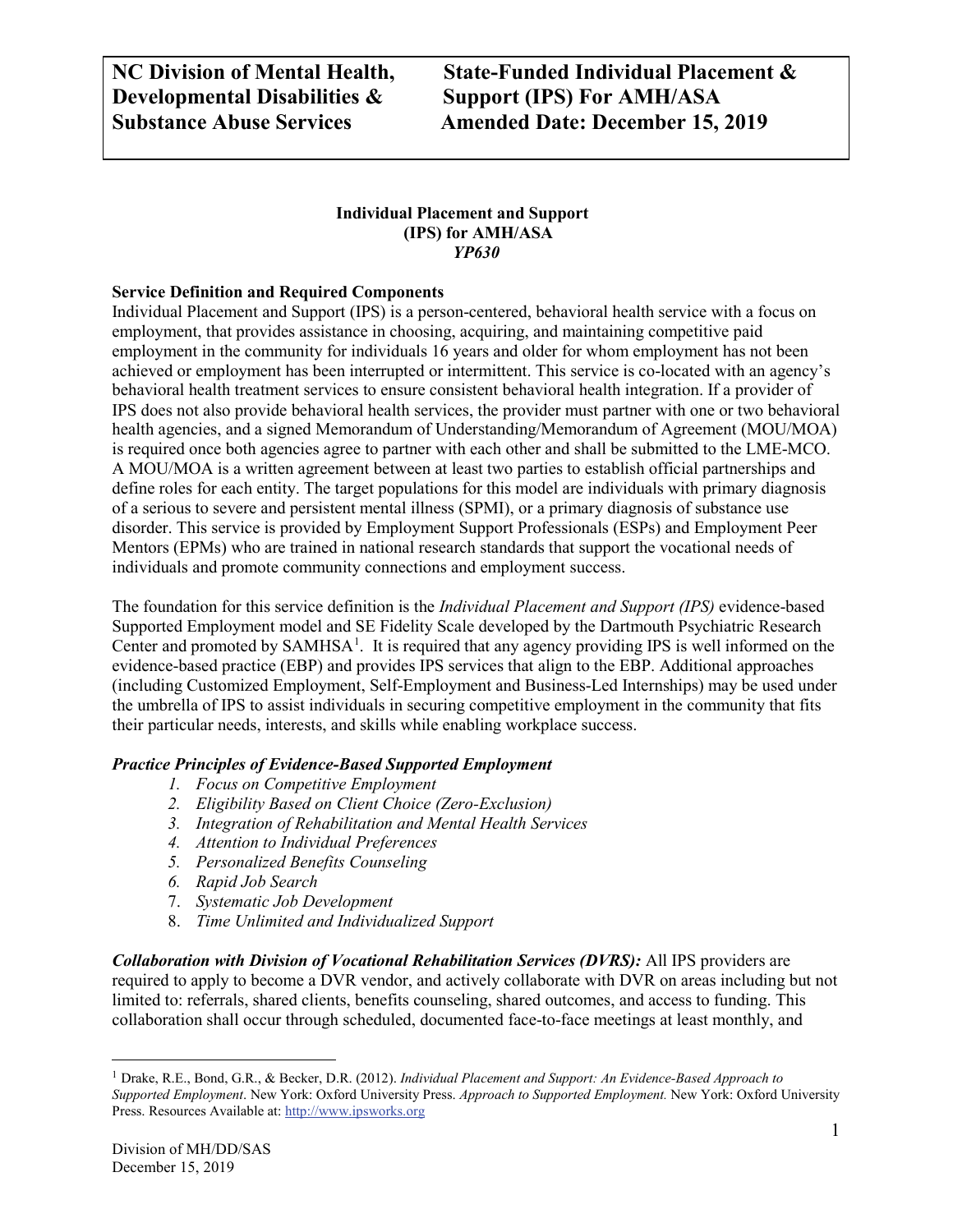**NC Division of Mental Health, Developmental Disabilities & Substance Abuse Services**

**State-Funded Individual Placement & Support (IPS) For AMH/ASA Amended Date: December 15, 2019**

**Individual Placement and Support (IPS) for AMH/ASA**
***YP630***

**Service Definition and Required Components**

Individual Placement and Support (IPS) is a person-centered, behavioral health service with a focus on employment, that provides assistance in choosing, acquiring, and maintaining competitive paid employment in the community for individuals 16 years and older for whom employment has not been achieved or employment has been interrupted or intermittent. This service is co-located with an agency's behavioral health treatment services to ensure consistent behavioral health integration. If a provider of IPS does not also provide behavioral health services, the provider must partner with one or two behavioral health agencies, and a signed Memorandum of Understanding/Memorandum of Agreement (MOU/MOA) is required once both agencies agree to partner with each other and shall be submitted to the LME-MCO. A MOU/MOA is a written agreement between at least two parties to establish official partnerships and define roles for each entity. The target populations for this model are individuals with primary diagnosis of a serious to severe and persistent mental illness (SPMI), or a primary diagnosis of substance use disorder. This service is provided by Employment Support Professionals (ESPs) and Employment Peer Mentors (EPMs) who are trained in national research standards that support the vocational needs of individuals and promote community connections and employment success.

The foundation for this service definition is the *Individual Placement and Support (IPS)* evidence-based Supported Employment model and SE Fidelity Scale developed by the Dartmouth Psychiatric Research Center and promoted by SAMHSA[1]. It is required that any agency providing IPS is well informed on the evidence-based practice (EBP) and provides IPS services that align to the EBP. Additional approaches (including Customized Employment, Self-Employment and Business-Led Internships) may be used under the umbrella of IPS to assist individuals in securing competitive employment in the community that fits their particular needs, interests, and skills while enabling workplace success.

***Practice Principles of Evidence-Based Supported Employment***

1. *Focus on Competitive Employment*
2. *Eligibility Based on Client Choice (Zero-Exclusion)*
3. *Integration of Rehabilitation and Mental Health Services*
4. *Attention to Individual Preferences*
5. *Personalized Benefits Counseling*
6. *Rapid Job Search*
7. *Systematic Job Development*
8. *Time Unlimited and Individualized Support*

***Collaboration with Division of Vocational Rehabilitation Services (DVRS):*** All IPS providers are required to apply to become a DVR vendor, and actively collaborate with DVR on areas including but not limited to: referrals, shared clients, benefits counseling, shared outcomes, and access to funding. This collaboration shall occur through scheduled, documented face-to-face meetings at least monthly, and

---

[1] Drake, R.E., Bond, G.R., & Becker, D.R. (2012). *Individual Placement and Support: An Evidence-Based Approach to Supported Employment*. New York: Oxford University Press. *Approach to Supported Employment.* New York: Oxford University Press. Resources Available at: http://www.ipsworks.org

Division of MH/DD/SAS
December 15, 2019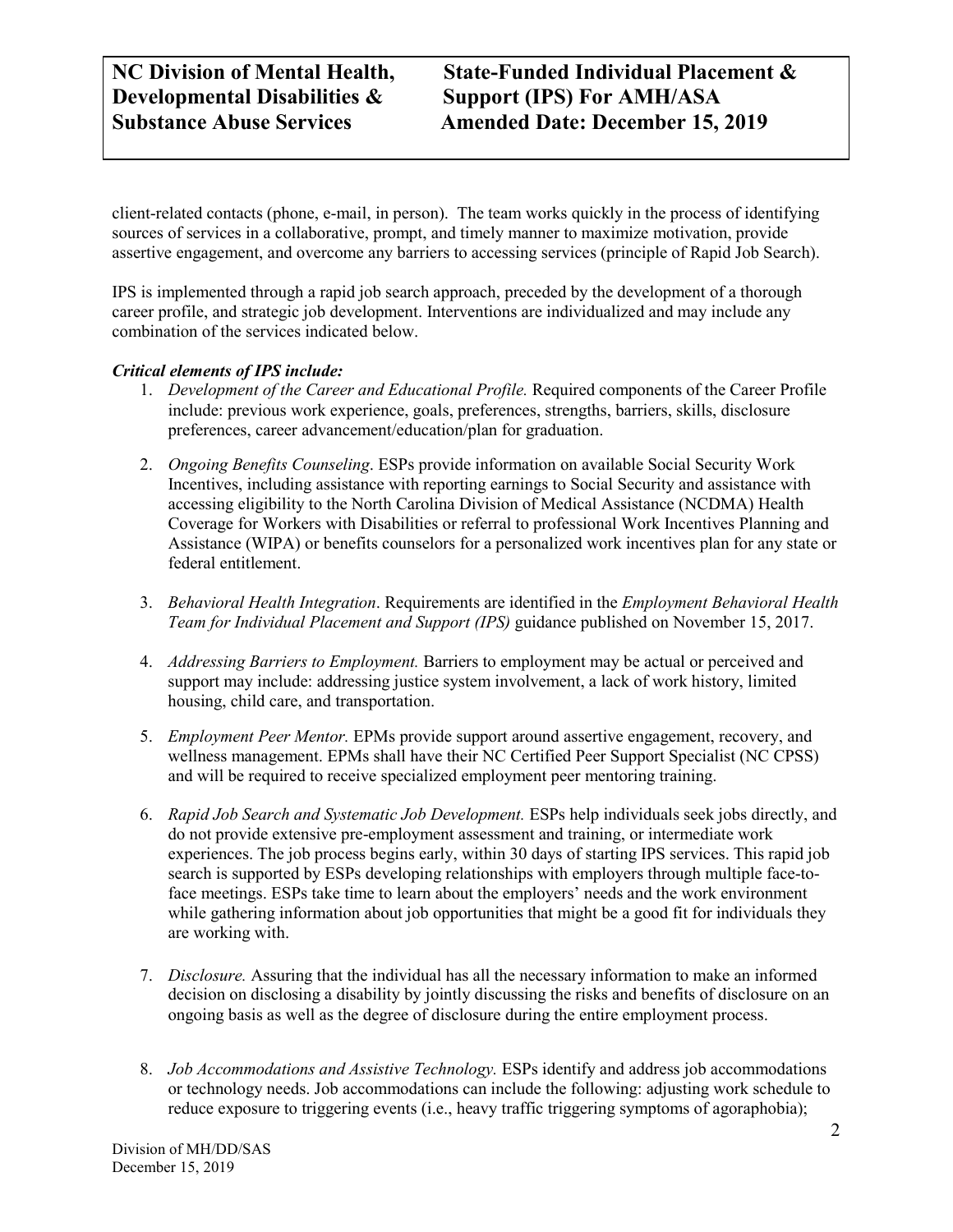client-related contacts (phone, e-mail, in person). The team works quickly in the process of identifying sources of services in a collaborative, prompt, and timely manner to maximize motivation, provide assertive engagement, and overcome any barriers to accessing services (principle of Rapid Job Search).

IPS is implemented through a rapid job search approach, preceded by the development of a thorough career profile, and strategic job development. Interventions are individualized and may include any combination of the services indicated below.

***Critical elements of IPS include:***

1. *Development of the Career and Educational Profile.* Required components of the Career Profile include: previous work experience, goals, preferences, strengths, barriers, skills, disclosure preferences, career advancement/education/plan for graduation.

2. *Ongoing Benefits Counseling*. ESPs provide information on available Social Security Work Incentives, including assistance with reporting earnings to Social Security and assistance with accessing eligibility to the North Carolina Division of Medical Assistance (NCDMA) Health Coverage for Workers with Disabilities or referral to professional Work Incentives Planning and Assistance (WIPA) or benefits counselors for a personalized work incentives plan for any state or federal entitlement.

3. *Behavioral Health Integration*. Requirements are identified in the *Employment Behavioral Health Team for Individual Placement and Support (IPS)* guidance published on November 15, 2017.

4. *Addressing Barriers to Employment.* Barriers to employment may be actual or perceived and support may include: addressing justice system involvement, a lack of work history, limited housing, child care, and transportation.

5. *Employment Peer Mentor.* EPMs provide support around assertive engagement, recovery, and wellness management. EPMs shall have their NC Certified Peer Support Specialist (NC CPSS) and will be required to receive specialized employment peer mentoring training.

6. *Rapid Job Search and Systematic Job Development.* ESPs help individuals seek jobs directly, and do not provide extensive pre-employment assessment and training, or intermediate work experiences. The job process begins early, within 30 days of starting IPS services. This rapid job search is supported by ESPs developing relationships with employers through multiple face-to-face meetings. ESPs take time to learn about the employers' needs and the work environment while gathering information about job opportunities that might be a good fit for individuals they are working with.

7. *Disclosure.* Assuring that the individual has all the necessary information to make an informed decision on disclosing a disability by jointly discussing the risks and benefits of disclosure on an ongoing basis as well as the degree of disclosure during the entire employment process.

8. *Job Accommodations and Assistive Technology.* ESPs identify and address job accommodations or technology needs. Job accommodations can include the following: adjusting work schedule to reduce exposure to triggering events (i.e., heavy traffic triggering symptoms of agoraphobia);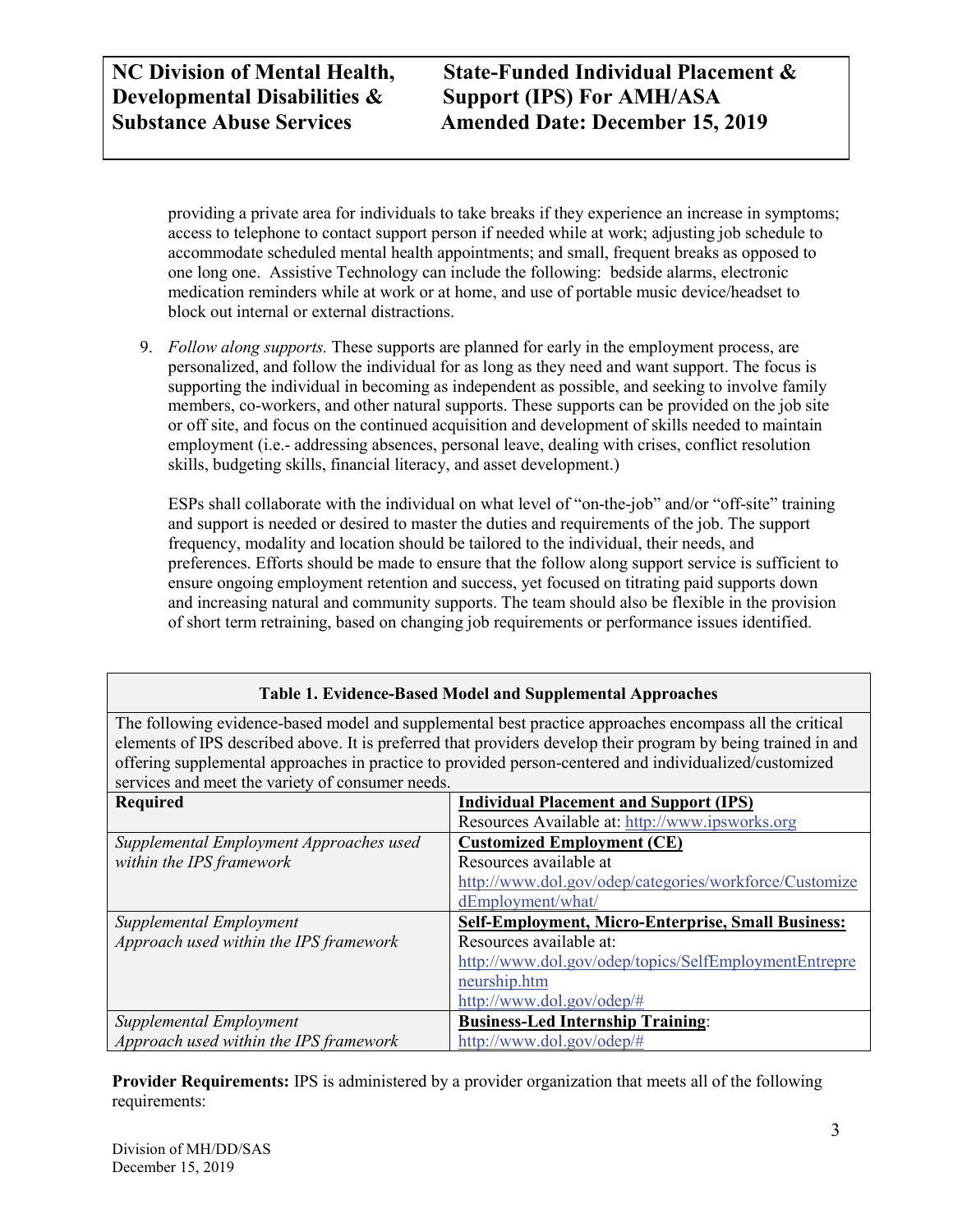providing a private area for individuals to take breaks if they experience an increase in symptoms; access to telephone to contact support person if needed while at work; adjusting job schedule to accommodate scheduled mental health appointments; and small, frequent breaks as opposed to one long one. Assistive Technology can include the following: bedside alarms, electronic medication reminders while at work or at home, and use of portable music device/headset to block out internal or external distractions.

9. *Follow along supports.* These supports are planned for early in the employment process, are personalized, and follow the individual for as long as they need and want support. The focus is supporting the individual in becoming as independent as possible, and seeking to involve family members, co-workers, and other natural supports. These supports can be provided on the job site or off site, and focus on the continued acquisition and development of skills needed to maintain employment (i.e.- addressing absences, personal leave, dealing with crises, conflict resolution skills, budgeting skills, financial literacy, and asset development.)

   ESPs shall collaborate with the individual on what level of "on-the-job" and/or "off-site" training and support is needed or desired to master the duties and requirements of the job. The support frequency, modality and location should be tailored to the individual, their needs, and preferences. Efforts should be made to ensure that the follow along support service is sufficient to ensure ongoing employment retention and success, yet focused on titrating paid supports down and increasing natural and community supports. The team should also be flexible in the provision of short term retraining, based on changing job requirements or performance issues identified.

**Table 1. Evidence-Based Model and Supplemental Approaches**

The following evidence-based model and supplemental best practice approaches encompass all the critical elements of IPS described above. It is preferred that providers develop their program by being trained in and offering supplemental approaches in practice to provided person-centered and individualized/customized services and meet the variety of consumer needs.

| **Required** | **Individual Placement and Support (IPS)**<br>Resources Available at: http://www.ipsworks.org |
|---|---|
| *Supplemental Employment Approaches used within the IPS framework* | **Customized Employment (CE)**<br>Resources available at<br>http://www.dol.gov/odep/categories/workforce/CustomizedEmployment/what/ |
| *Supplemental Employment Approach used within the IPS framework* | **Self-Employment, Micro-Enterprise, Small Business:**<br>Resources available at:<br>http://www.dol.gov/odep/topics/SelfEmploymentEntrepreneurship.htm<br>http://www.dol.gov/odep/# |
| *Supplemental Employment Approach used within the IPS framework* | **Business-Led Internship Training**:<br>http://www.dol.gov/odep/# |

**Provider Requirements:** IPS is administered by a provider organization that meets all of the following requirements: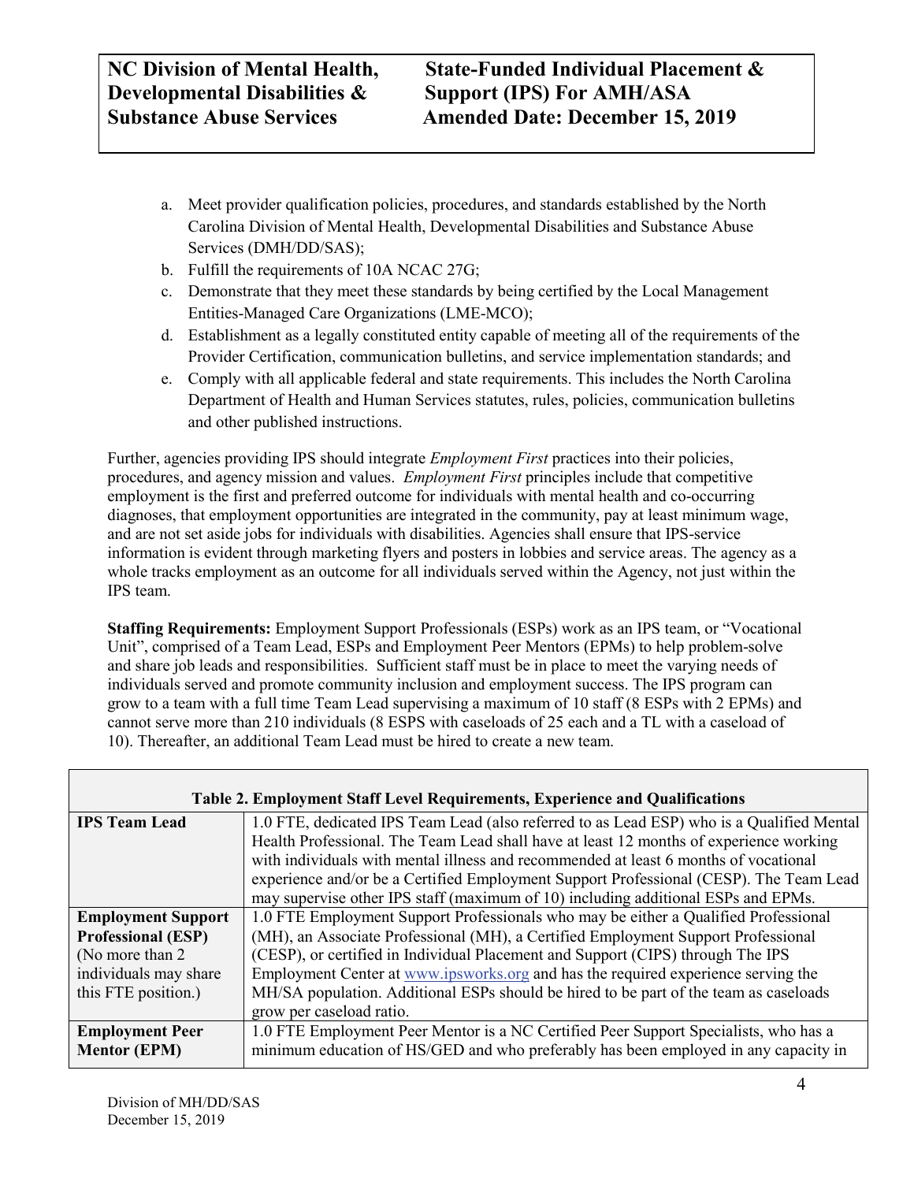a. Meet provider qualification policies, procedures, and standards established by the North Carolina Division of Mental Health, Developmental Disabilities and Substance Abuse Services (DMH/DD/SAS);
b. Fulfill the requirements of 10A NCAC 27G;
c. Demonstrate that they meet these standards by being certified by the Local Management Entities-Managed Care Organizations (LME-MCO);
d. Establishment as a legally constituted entity capable of meeting all of the requirements of the Provider Certification, communication bulletins, and service implementation standards; and
e. Comply with all applicable federal and state requirements. This includes the North Carolina Department of Health and Human Services statutes, rules, policies, communication bulletins and other published instructions.

Further, agencies providing IPS should integrate *Employment First* practices into their policies, procedures, and agency mission and values. *Employment First* principles include that competitive employment is the first and preferred outcome for individuals with mental health and co-occurring diagnoses, that employment opportunities are integrated in the community, pay at least minimum wage, and are not set aside jobs for individuals with disabilities. Agencies shall ensure that IPS-service information is evident through marketing flyers and posters in lobbies and service areas. The agency as a whole tracks employment as an outcome for all individuals served within the Agency, not just within the IPS team.

**Staffing Requirements:** Employment Support Professionals (ESPs) work as an IPS team, or "Vocational Unit", comprised of a Team Lead, ESPs and Employment Peer Mentors (EPMs) to help problem-solve and share job leads and responsibilities. Sufficient staff must be in place to meet the varying needs of individuals served and promote community inclusion and employment success. The IPS program can grow to a team with a full time Team Lead supervising a maximum of 10 staff (8 ESPs with 2 EPMs) and cannot serve more than 210 individuals (8 ESPS with caseloads of 25 each and a TL with a caseload of 10). Thereafter, an additional Team Lead must be hired to create a new team.

| Table 2. Employment Staff Level Requirements, Experience and Qualifications | |
|---|---|
| **IPS Team Lead** | 1.0 FTE, dedicated IPS Team Lead (also referred to as Lead ESP) who is a Qualified Mental Health Professional. The Team Lead shall have at least 12 months of experience working with individuals with mental illness and recommended at least 6 months of vocational experience and/or be a Certified Employment Support Professional (CESP). The Team Lead may supervise other IPS staff (maximum of 10) including additional ESPs and EPMs. |
| **Employment Support Professional (ESP)** (No more than 2 individuals may share this FTE position.) | 1.0 FTE Employment Support Professionals who may be either a Qualified Professional (MH), an Associate Professional (MH), a Certified Employment Support Professional (CESP), or certified in Individual Placement and Support (CIPS) through The IPS Employment Center at www.ipsworks.org and has the required experience serving the MH/SA population. Additional ESPs should be hired to be part of the team as caseloads grow per caseload ratio. |
| **Employment Peer Mentor (EPM)** | 1.0 FTE Employment Peer Mentor is a NC Certified Peer Support Specialists, who has a minimum education of HS/GED and who preferably has been employed in any capacity in |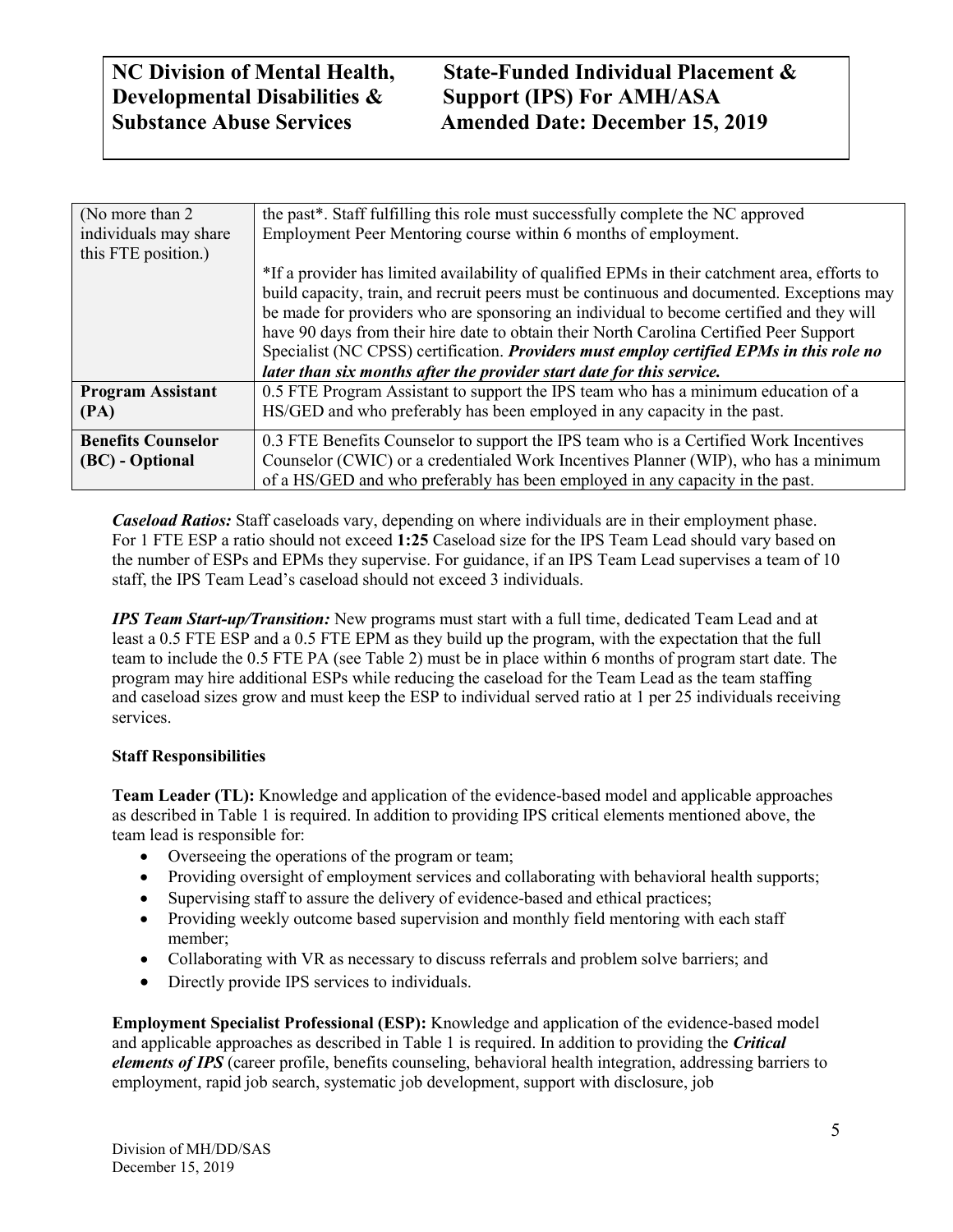| (No more than 2 individuals may share this FTE position.) | the past*. Staff fulfilling this role must successfully complete the NC approved Employment Peer Mentoring course within 6 months of employment.<br><br>*If a provider has limited availability of qualified EPMs in their catchment area, efforts to build capacity, train, and recruit peers must be continuous and documented. Exceptions may be made for providers who are sponsoring an individual to become certified and they will have 90 days from their hire date to obtain their North Carolina Certified Peer Support Specialist (NC CPSS) certification. ***Providers must employ certified EPMs in this role no later than six months after the provider start date for this service.*** |
|---|---|
| **Program Assistant (PA)** | 0.5 FTE Program Assistant to support the IPS team who has a minimum education of a HS/GED and who preferably has been employed in any capacity in the past. |
| **Benefits Counselor (BC) - Optional** | 0.3 FTE Benefits Counselor to support the IPS team who is a Certified Work Incentives Counselor (CWIC) or a credentialed Work Incentives Planner (WIP), who has a minimum of a HS/GED and who preferably has been employed in any capacity in the past. |

***Caseload Ratios:*** Staff caseloads vary, depending on where individuals are in their employment phase. For 1 FTE ESP a ratio should not exceed **1:25** Caseload size for the IPS Team Lead should vary based on the number of ESPs and EPMs they supervise. For guidance, if an IPS Team Lead supervises a team of 10 staff, the IPS Team Lead's caseload should not exceed 3 individuals.

***IPS Team Start-up/Transition:*** New programs must start with a full time, dedicated Team Lead and at least a 0.5 FTE ESP and a 0.5 FTE EPM as they build up the program, with the expectation that the full team to include the 0.5 FTE PA (see Table 2) must be in place within 6 months of program start date. The program may hire additional ESPs while reducing the caseload for the Team Lead as the team staffing and caseload sizes grow and must keep the ESP to individual served ratio at 1 per 25 individuals receiving services.

**Staff Responsibilities**

**Team Leader (TL):** Knowledge and application of the evidence-based model and applicable approaches as described in Table 1 is required. In addition to providing IPS critical elements mentioned above, the team lead is responsible for:

- Overseeing the operations of the program or team;
- Providing oversight of employment services and collaborating with behavioral health supports;
- Supervising staff to assure the delivery of evidence-based and ethical practices;
- Providing weekly outcome based supervision and monthly field mentoring with each staff member;
- Collaborating with VR as necessary to discuss referrals and problem solve barriers; and
- Directly provide IPS services to individuals.

**Employment Specialist Professional (ESP):** Knowledge and application of the evidence-based model and applicable approaches as described in Table 1 is required. In addition to providing the ***Critical elements of IPS*** (career profile, benefits counseling, behavioral health integration, addressing barriers to employment, rapid job search, systematic job development, support with disclosure, job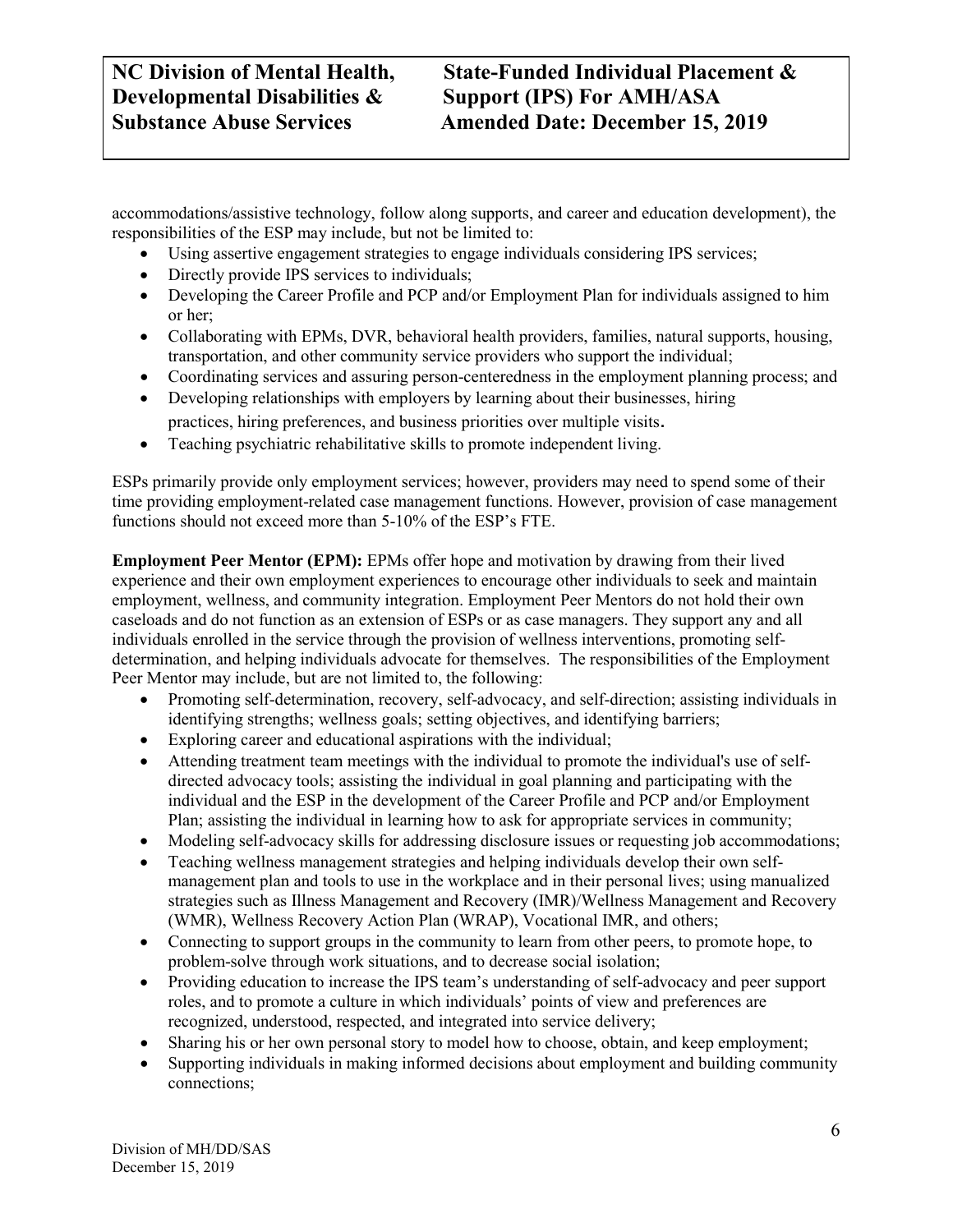accommodations/assistive technology, follow along supports, and career and education development), the responsibilities of the ESP may include, but not be limited to:

- Using assertive engagement strategies to engage individuals considering IPS services;
- Directly provide IPS services to individuals;
- Developing the Career Profile and PCP and/or Employment Plan for individuals assigned to him or her;
- Collaborating with EPMs, DVR, behavioral health providers, families, natural supports, housing, transportation, and other community service providers who support the individual;
- Coordinating services and assuring person-centeredness in the employment planning process; and
- Developing relationships with employers by learning about their businesses, hiring practices, hiring preferences, and business priorities over multiple visits.
- Teaching psychiatric rehabilitative skills to promote independent living.

ESPs primarily provide only employment services; however, providers may need to spend some of their time providing employment-related case management functions. However, provision of case management functions should not exceed more than 5-10% of the ESP's FTE.

**Employment Peer Mentor (EPM):** EPMs offer hope and motivation by drawing from their lived experience and their own employment experiences to encourage other individuals to seek and maintain employment, wellness, and community integration. Employment Peer Mentors do not hold their own caseloads and do not function as an extension of ESPs or as case managers. They support any and all individuals enrolled in the service through the provision of wellness interventions, promoting self-determination, and helping individuals advocate for themselves. The responsibilities of the Employment Peer Mentor may include, but are not limited to, the following:

- Promoting self-determination, recovery, self-advocacy, and self-direction; assisting individuals in identifying strengths; wellness goals; setting objectives, and identifying barriers;
- Exploring career and educational aspirations with the individual;
- Attending treatment team meetings with the individual to promote the individual's use of self-directed advocacy tools; assisting the individual in goal planning and participating with the individual and the ESP in the development of the Career Profile and PCP and/or Employment Plan; assisting the individual in learning how to ask for appropriate services in community;
- Modeling self-advocacy skills for addressing disclosure issues or requesting job accommodations;
- Teaching wellness management strategies and helping individuals develop their own self-management plan and tools to use in the workplace and in their personal lives; using manualized strategies such as Illness Management and Recovery (IMR)/Wellness Management and Recovery (WMR), Wellness Recovery Action Plan (WRAP), Vocational IMR, and others;
- Connecting to support groups in the community to learn from other peers, to promote hope, to problem-solve through work situations, and to decrease social isolation;
- Providing education to increase the IPS team's understanding of self-advocacy and peer support roles, and to promote a culture in which individuals' points of view and preferences are recognized, understood, respected, and integrated into service delivery;
- Sharing his or her own personal story to model how to choose, obtain, and keep employment;
- Supporting individuals in making informed decisions about employment and building community connections;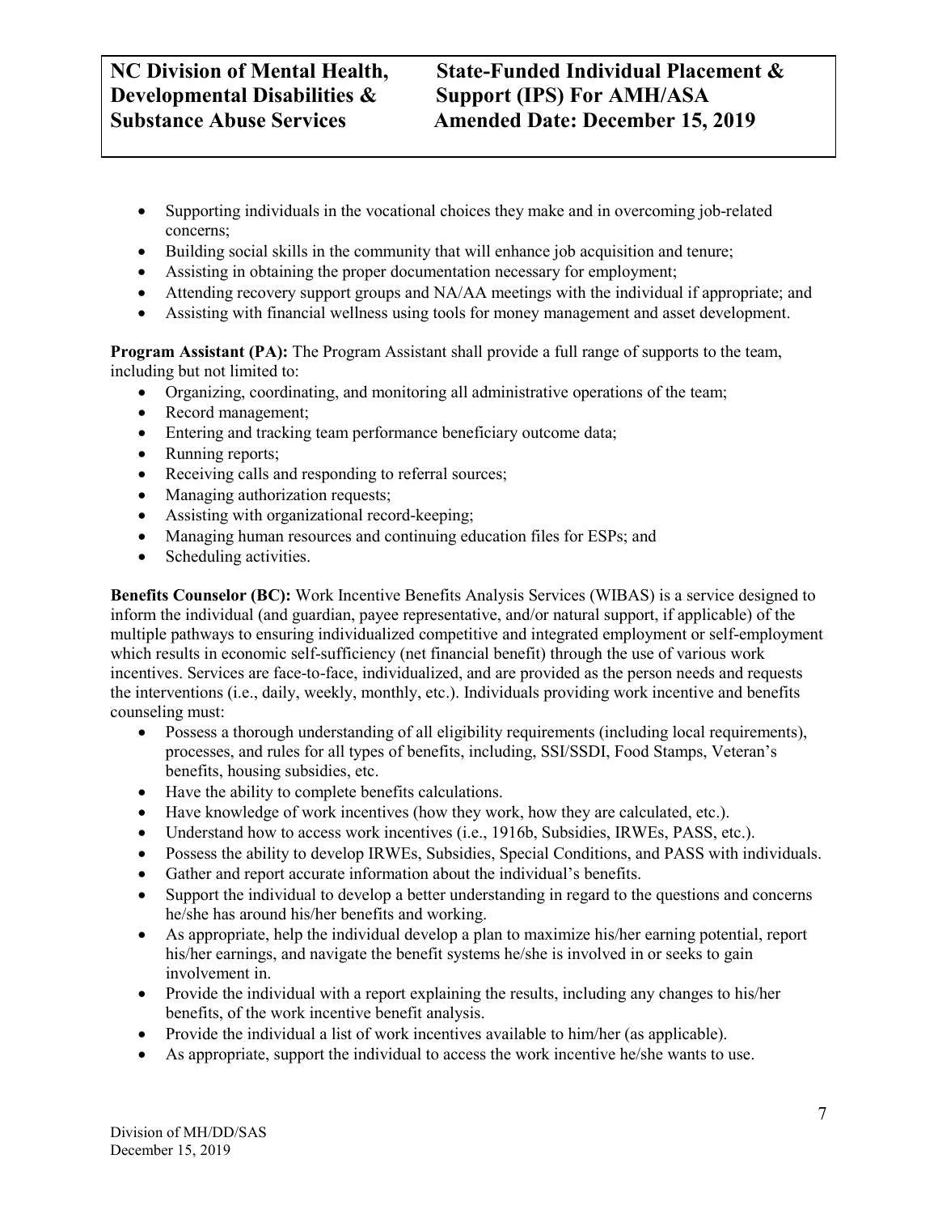- Supporting individuals in the vocational choices they make and in overcoming job-related concerns;
- Building social skills in the community that will enhance job acquisition and tenure;
- Assisting in obtaining the proper documentation necessary for employment;
- Attending recovery support groups and NA/AA meetings with the individual if appropriate; and
- Assisting with financial wellness using tools for money management and asset development.

**Program Assistant (PA):** The Program Assistant shall provide a full range of supports to the team, including but not limited to:

- Organizing, coordinating, and monitoring all administrative operations of the team;
- Record management;
- Entering and tracking team performance beneficiary outcome data;
- Running reports;
- Receiving calls and responding to referral sources;
- Managing authorization requests;
- Assisting with organizational record-keeping;
- Managing human resources and continuing education files for ESPs; and
- Scheduling activities.

**Benefits Counselor (BC):** Work Incentive Benefits Analysis Services (WIBAS) is a service designed to inform the individual (and guardian, payee representative, and/or natural support, if applicable) of the multiple pathways to ensuring individualized competitive and integrated employment or self-employment which results in economic self-sufficiency (net financial benefit) through the use of various work incentives. Services are face-to-face, individualized, and are provided as the person needs and requests the interventions (i.e., daily, weekly, monthly, etc.). Individuals providing work incentive and benefits counseling must:

- Possess a thorough understanding of all eligibility requirements (including local requirements), processes, and rules for all types of benefits, including, SSI/SSDI, Food Stamps, Veteran's benefits, housing subsidies, etc.
- Have the ability to complete benefits calculations.
- Have knowledge of work incentives (how they work, how they are calculated, etc.).
- Understand how to access work incentives (i.e., 1916b, Subsidies, IRWEs, PASS, etc.).
- Possess the ability to develop IRWEs, Subsidies, Special Conditions, and PASS with individuals.
- Gather and report accurate information about the individual's benefits.
- Support the individual to develop a better understanding in regard to the questions and concerns he/she has around his/her benefits and working.
- As appropriate, help the individual develop a plan to maximize his/her earning potential, report his/her earnings, and navigate the benefit systems he/she is involved in or seeks to gain involvement in.
- Provide the individual with a report explaining the results, including any changes to his/her benefits, of the work incentive benefit analysis.
- Provide the individual a list of work incentives available to him/her (as applicable).
- As appropriate, support the individual to access the work incentive he/she wants to use.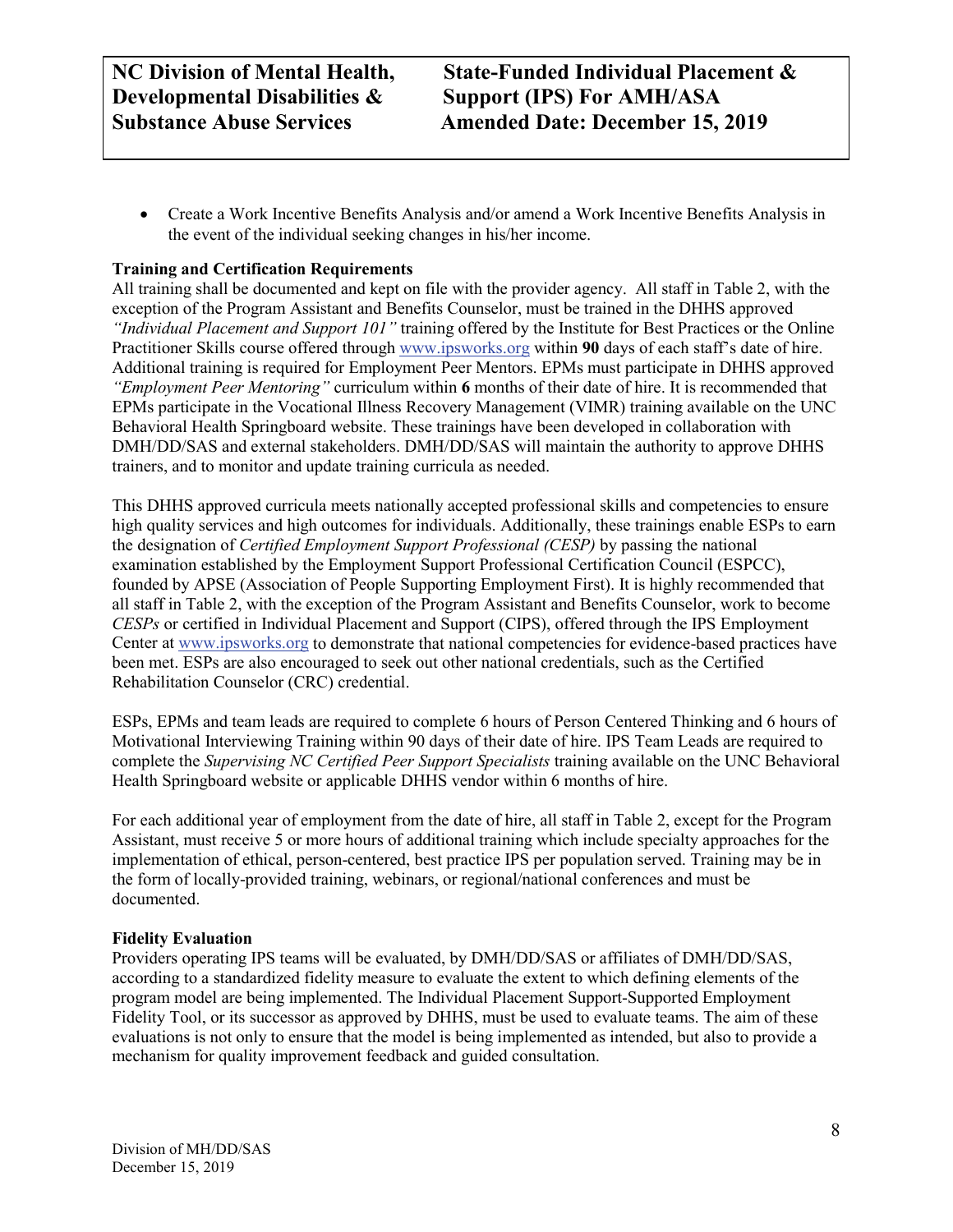- Create a Work Incentive Benefits Analysis and/or amend a Work Incentive Benefits Analysis in the event of the individual seeking changes in his/her income.

**Training and Certification Requirements**

All training shall be documented and kept on file with the provider agency. All staff in Table 2, with the exception of the Program Assistant and Benefits Counselor, must be trained in the DHHS approved *"Individual Placement and Support 101"* training offered by the Institute for Best Practices or the Online Practitioner Skills course offered through www.ipsworks.org within **90** days of each staff's date of hire. Additional training is required for Employment Peer Mentors. EPMs must participate in DHHS approved *"Employment Peer Mentoring"* curriculum within **6** months of their date of hire. It is recommended that EPMs participate in the Vocational Illness Recovery Management (VIMR) training available on the UNC Behavioral Health Springboard website. These trainings have been developed in collaboration with DMH/DD/SAS and external stakeholders. DMH/DD/SAS will maintain the authority to approve DHHS trainers, and to monitor and update training curricula as needed.

This DHHS approved curricula meets nationally accepted professional skills and competencies to ensure high quality services and high outcomes for individuals. Additionally, these trainings enable ESPs to earn the designation of *Certified Employment Support Professional (CESP)* by passing the national examination established by the Employment Support Professional Certification Council (ESPCC), founded by APSE (Association of People Supporting Employment First). It is highly recommended that all staff in Table 2, with the exception of the Program Assistant and Benefits Counselor, work to become *CESPs* or certified in Individual Placement and Support (CIPS), offered through the IPS Employment Center at www.ipsworks.org to demonstrate that national competencies for evidence-based practices have been met. ESPs are also encouraged to seek out other national credentials, such as the Certified Rehabilitation Counselor (CRC) credential.

ESPs, EPMs and team leads are required to complete 6 hours of Person Centered Thinking and 6 hours of Motivational Interviewing Training within 90 days of their date of hire. IPS Team Leads are required to complete the *Supervising NC Certified Peer Support Specialists* training available on the UNC Behavioral Health Springboard website or applicable DHHS vendor within 6 months of hire.

For each additional year of employment from the date of hire, all staff in Table 2, except for the Program Assistant, must receive 5 or more hours of additional training which include specialty approaches for the implementation of ethical, person-centered, best practice IPS per population served. Training may be in the form of locally-provided training, webinars, or regional/national conferences and must be documented.

**Fidelity Evaluation**

Providers operating IPS teams will be evaluated, by DMH/DD/SAS or affiliates of DMH/DD/SAS, according to a standardized fidelity measure to evaluate the extent to which defining elements of the program model are being implemented. The Individual Placement Support-Supported Employment Fidelity Tool, or its successor as approved by DHHS, must be used to evaluate teams. The aim of these evaluations is not only to ensure that the model is being implemented as intended, but also to provide a mechanism for quality improvement feedback and guided consultation.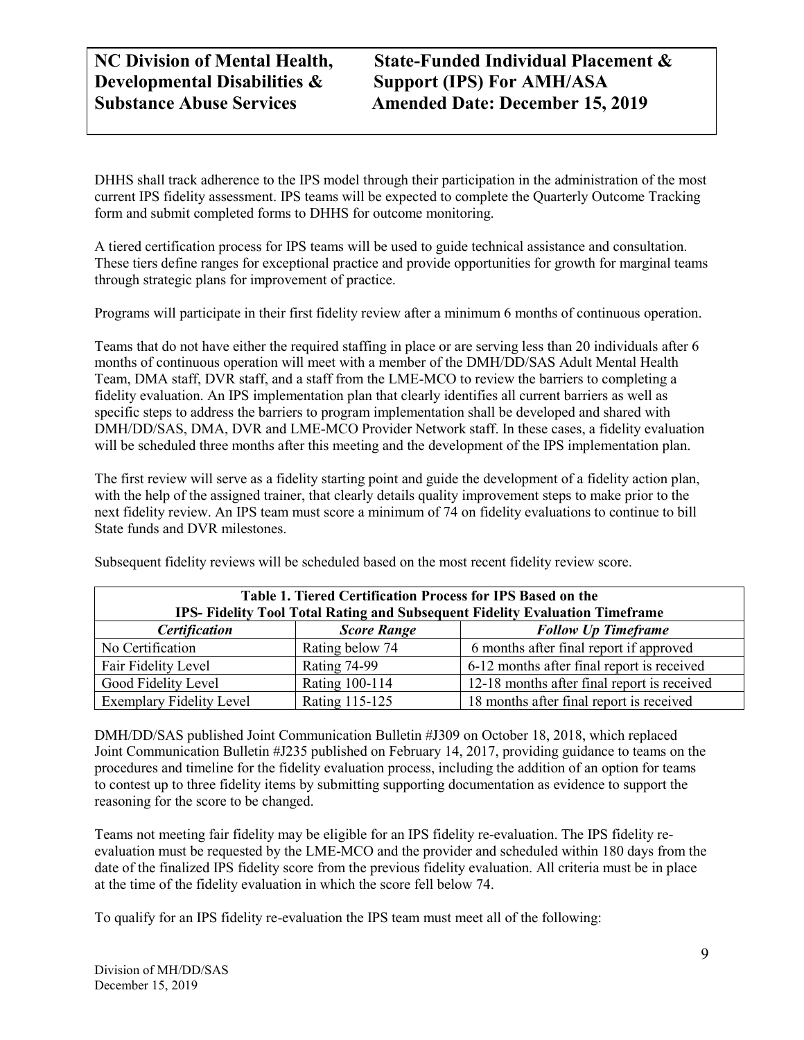DHHS shall track adherence to the IPS model through their participation in the administration of the most current IPS fidelity assessment. IPS teams will be expected to complete the Quarterly Outcome Tracking form and submit completed forms to DHHS for outcome monitoring.

A tiered certification process for IPS teams will be used to guide technical assistance and consultation. These tiers define ranges for exceptional practice and provide opportunities for growth for marginal teams through strategic plans for improvement of practice.

Programs will participate in their first fidelity review after a minimum 6 months of continuous operation.

Teams that do not have either the required staffing in place or are serving less than 20 individuals after 6 months of continuous operation will meet with a member of the DMH/DD/SAS Adult Mental Health Team, DMA staff, DVR staff, and a staff from the LME-MCO to review the barriers to completing a fidelity evaluation. An IPS implementation plan that clearly identifies all current barriers as well as specific steps to address the barriers to program implementation shall be developed and shared with DMH/DD/SAS, DMA, DVR and LME-MCO Provider Network staff. In these cases, a fidelity evaluation will be scheduled three months after this meeting and the development of the IPS implementation plan.

The first review will serve as a fidelity starting point and guide the development of a fidelity action plan, with the help of the assigned trainer, that clearly details quality improvement steps to make prior to the next fidelity review. An IPS team must score a minimum of 74 on fidelity evaluations to continue to bill State funds and DVR milestones.

Subsequent fidelity reviews will be scheduled based on the most recent fidelity review score.

**Table 1. Tiered Certification Process for IPS Based on the IPS- Fidelity Tool Total Rating and Subsequent Fidelity Evaluation Timeframe**

| ***Certification*** | ***Score Range*** | ***Follow Up Timeframe*** |
|---|---|---|
| No Certification | Rating below 74 | 6 months after final report if approved |
| Fair Fidelity Level | Rating 74-99 | 6-12 months after final report is received |
| Good Fidelity Level | Rating 100-114 | 12-18 months after final report is received |
| Exemplary Fidelity Level | Rating 115-125 | 18 months after final report is received |

DMH/DD/SAS published Joint Communication Bulletin #J309 on October 18, 2018, which replaced Joint Communication Bulletin #J235 published on February 14, 2017, providing guidance to teams on the procedures and timeline for the fidelity evaluation process, including the addition of an option for teams to contest up to three fidelity items by submitting supporting documentation as evidence to support the reasoning for the score to be changed.

Teams not meeting fair fidelity may be eligible for an IPS fidelity re-evaluation. The IPS fidelity re-evaluation must be requested by the LME-MCO and the provider and scheduled within 180 days from the date of the finalized IPS fidelity score from the previous fidelity evaluation. All criteria must be in place at the time of the fidelity evaluation in which the score fell below 74.

To qualify for an IPS fidelity re-evaluation the IPS team must meet all of the following: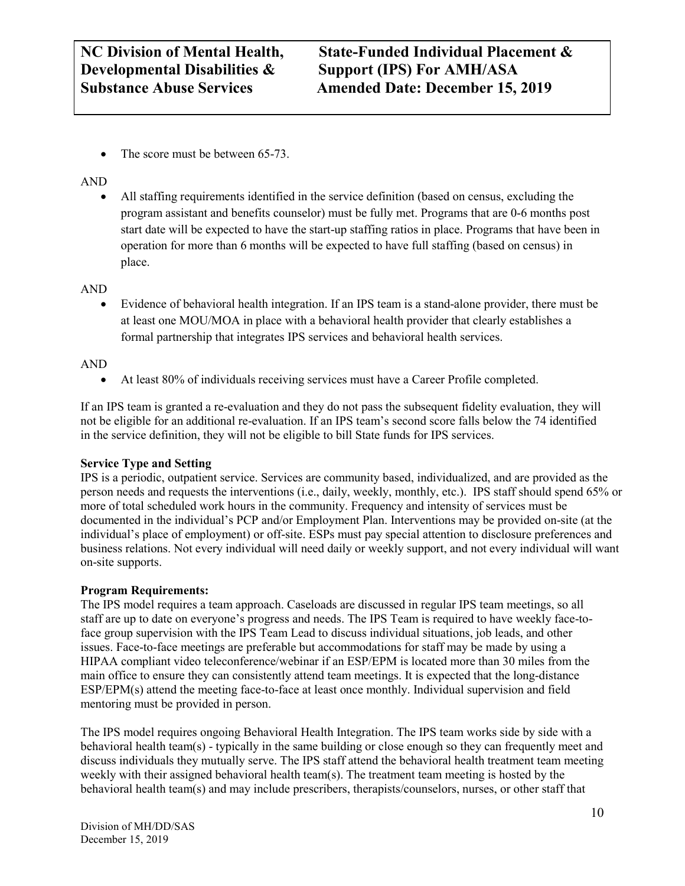- The score must be between 65-73.

AND

- All staffing requirements identified in the service definition (based on census, excluding the program assistant and benefits counselor) must be fully met. Programs that are 0-6 months post start date will be expected to have the start-up staffing ratios in place. Programs that have been in operation for more than 6 months will be expected to have full staffing (based on census) in place.

AND

- Evidence of behavioral health integration. If an IPS team is a stand-alone provider, there must be at least one MOU/MOA in place with a behavioral health provider that clearly establishes a formal partnership that integrates IPS services and behavioral health services.

AND

- At least 80% of individuals receiving services must have a Career Profile completed.

If an IPS team is granted a re-evaluation and they do not pass the subsequent fidelity evaluation, they will not be eligible for an additional re-evaluation. If an IPS team's second score falls below the 74 identified in the service definition, they will not be eligible to bill State funds for IPS services.

**Service Type and Setting**

IPS is a periodic, outpatient service. Services are community based, individualized, and are provided as the person needs and requests the interventions (i.e., daily, weekly, monthly, etc.). IPS staff should spend 65% or more of total scheduled work hours in the community. Frequency and intensity of services must be documented in the individual's PCP and/or Employment Plan. Interventions may be provided on-site (at the individual's place of employment) or off-site. ESPs must pay special attention to disclosure preferences and business relations. Not every individual will need daily or weekly support, and not every individual will want on-site supports.

**Program Requirements:**

The IPS model requires a team approach. Caseloads are discussed in regular IPS team meetings, so all staff are up to date on everyone's progress and needs. The IPS Team is required to have weekly face-to-face group supervision with the IPS Team Lead to discuss individual situations, job leads, and other issues. Face-to-face meetings are preferable but accommodations for staff may be made by using a HIPAA compliant video teleconference/webinar if an ESP/EPM is located more than 30 miles from the main office to ensure they can consistently attend team meetings. It is expected that the long-distance ESP/EPM(s) attend the meeting face-to-face at least once monthly. Individual supervision and field mentoring must be provided in person.

The IPS model requires ongoing Behavioral Health Integration. The IPS team works side by side with a behavioral health team(s) - typically in the same building or close enough so they can frequently meet and discuss individuals they mutually serve. The IPS staff attend the behavioral health treatment team meeting weekly with their assigned behavioral health team(s). The treatment team meeting is hosted by the behavioral health team(s) and may include prescribers, therapists/counselors, nurses, or other staff that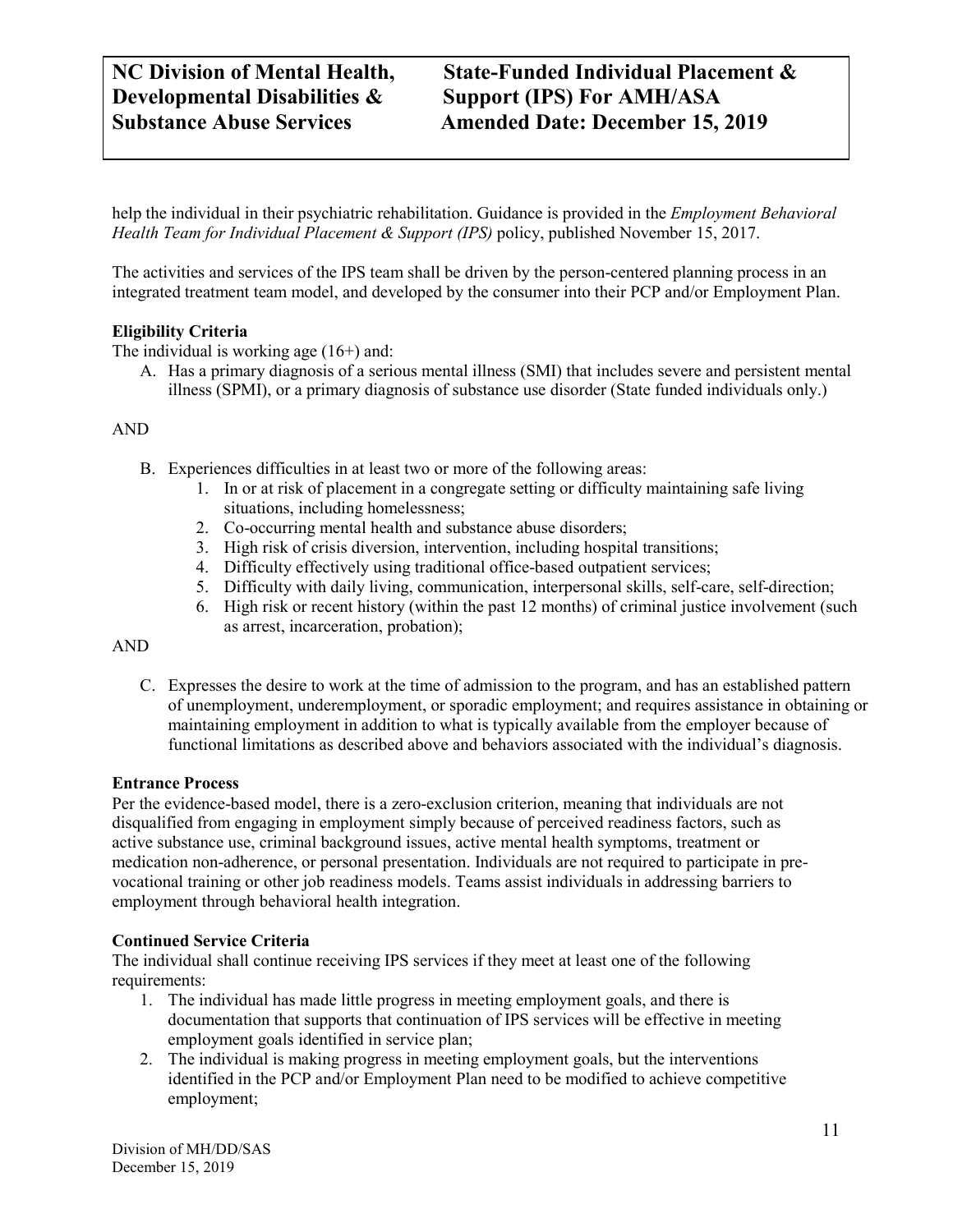help the individual in their psychiatric rehabilitation. Guidance is provided in the *Employment Behavioral Health Team for Individual Placement & Support (IPS)* policy, published November 15, 2017.

The activities and services of the IPS team shall be driven by the person-centered planning process in an integrated treatment team model, and developed by the consumer into their PCP and/or Employment Plan.

**Eligibility Criteria**

The individual is working age (16+) and:

A. Has a primary diagnosis of a serious mental illness (SMI) that includes severe and persistent mental illness (SPMI), or a primary diagnosis of substance use disorder (State funded individuals only.)

AND

B. Experiences difficulties in at least two or more of the following areas:
   1. In or at risk of placement in a congregate setting or difficulty maintaining safe living situations, including homelessness;
   2. Co-occurring mental health and substance abuse disorders;
   3. High risk of crisis diversion, intervention, including hospital transitions;
   4. Difficulty effectively using traditional office-based outpatient services;
   5. Difficulty with daily living, communication, interpersonal skills, self-care, self-direction;
   6. High risk or recent history (within the past 12 months) of criminal justice involvement (such as arrest, incarceration, probation);

AND

C. Expresses the desire to work at the time of admission to the program, and has an established pattern of unemployment, underemployment, or sporadic employment; and requires assistance in obtaining or maintaining employment in addition to what is typically available from the employer because of functional limitations as described above and behaviors associated with the individual's diagnosis.

**Entrance Process**

Per the evidence-based model, there is a zero-exclusion criterion, meaning that individuals are not disqualified from engaging in employment simply because of perceived readiness factors, such as active substance use, criminal background issues, active mental health symptoms, treatment or medication non-adherence, or personal presentation. Individuals are not required to participate in pre-vocational training or other job readiness models. Teams assist individuals in addressing barriers to employment through behavioral health integration.

**Continued Service Criteria**

The individual shall continue receiving IPS services if they meet at least one of the following requirements:

1. The individual has made little progress in meeting employment goals, and there is documentation that supports that continuation of IPS services will be effective in meeting employment goals identified in service plan;
2. The individual is making progress in meeting employment goals, but the interventions identified in the PCP and/or Employment Plan need to be modified to achieve competitive employment;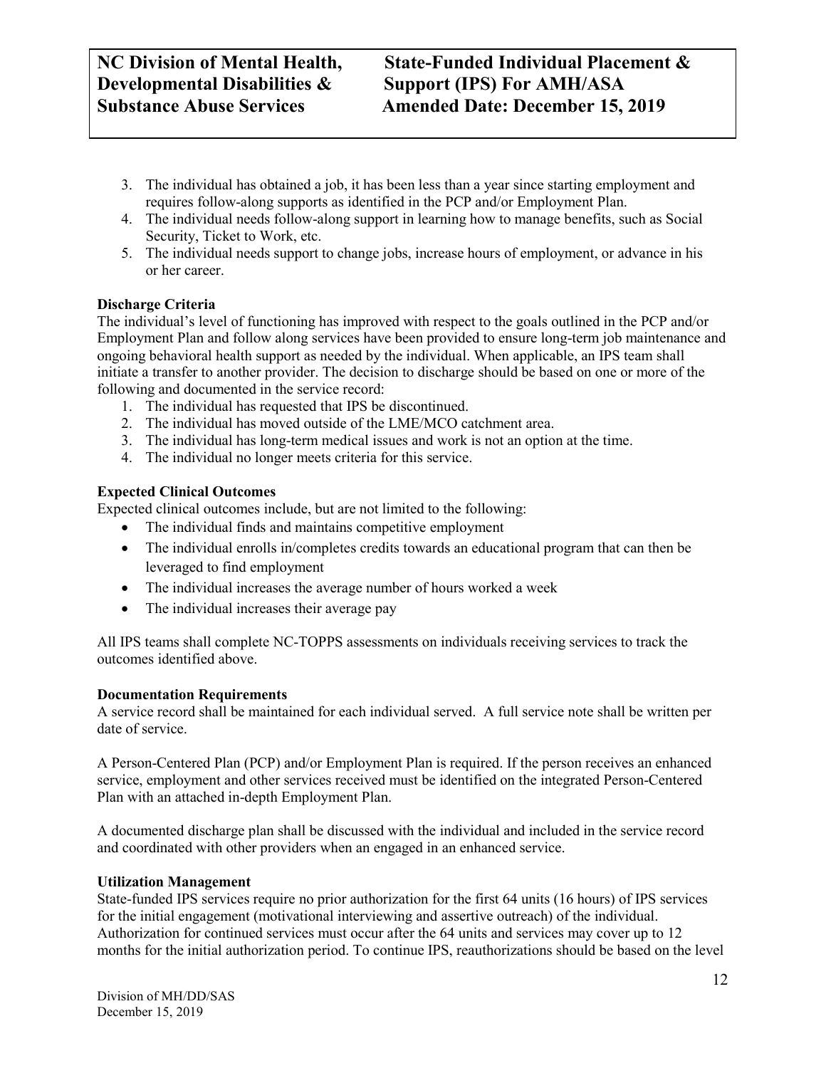3. The individual has obtained a job, it has been less than a year since starting employment and requires follow-along supports as identified in the PCP and/or Employment Plan.
4. The individual needs follow-along support in learning how to manage benefits, such as Social Security, Ticket to Work, etc.
5. The individual needs support to change jobs, increase hours of employment, or advance in his or her career.

**Discharge Criteria**

The individual's level of functioning has improved with respect to the goals outlined in the PCP and/or Employment Plan and follow along services have been provided to ensure long-term job maintenance and ongoing behavioral health support as needed by the individual. When applicable, an IPS team shall initiate a transfer to another provider. The decision to discharge should be based on one or more of the following and documented in the service record:

1. The individual has requested that IPS be discontinued.
2. The individual has moved outside of the LME/MCO catchment area.
3. The individual has long-term medical issues and work is not an option at the time.
4. The individual no longer meets criteria for this service.

**Expected Clinical Outcomes**

Expected clinical outcomes include, but are not limited to the following:

- The individual finds and maintains competitive employment
- The individual enrolls in/completes credits towards an educational program that can then be leveraged to find employment
- The individual increases the average number of hours worked a week
- The individual increases their average pay

All IPS teams shall complete NC-TOPPS assessments on individuals receiving services to track the outcomes identified above.

**Documentation Requirements**

A service record shall be maintained for each individual served. A full service note shall be written per date of service.

A Person-Centered Plan (PCP) and/or Employment Plan is required. If the person receives an enhanced service, employment and other services received must be identified on the integrated Person-Centered Plan with an attached in-depth Employment Plan.

A documented discharge plan shall be discussed with the individual and included in the service record and coordinated with other providers when an engaged in an enhanced service.

**Utilization Management**

State-funded IPS services require no prior authorization for the first 64 units (16 hours) of IPS services for the initial engagement (motivational interviewing and assertive outreach) of the individual. Authorization for continued services must occur after the 64 units and services may cover up to 12 months for the initial authorization period. To continue IPS, reauthorizations should be based on the level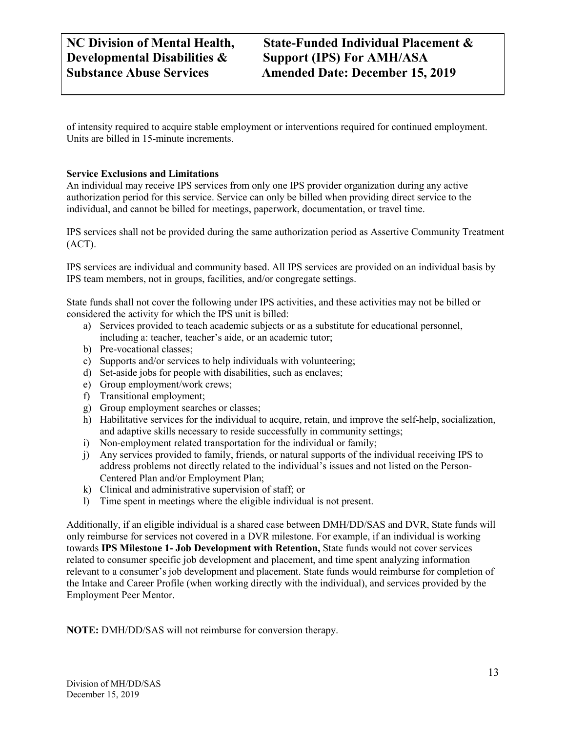of intensity required to acquire stable employment or interventions required for continued employment. Units are billed in 15-minute increments.

**Service Exclusions and Limitations**

An individual may receive IPS services from only one IPS provider organization during any active authorization period for this service. Service can only be billed when providing direct service to the individual, and cannot be billed for meetings, paperwork, documentation, or travel time.

IPS services shall not be provided during the same authorization period as Assertive Community Treatment (ACT).

IPS services are individual and community based. All IPS services are provided on an individual basis by IPS team members, not in groups, facilities, and/or congregate settings.

State funds shall not cover the following under IPS activities, and these activities may not be billed or considered the activity for which the IPS unit is billed:

a) Services provided to teach academic subjects or as a substitute for educational personnel, including a: teacher, teacher's aide, or an academic tutor;
b) Pre-vocational classes;
c) Supports and/or services to help individuals with volunteering;
d) Set-aside jobs for people with disabilities, such as enclaves;
e) Group employment/work crews;
f) Transitional employment;
g) Group employment searches or classes;
h) Habilitative services for the individual to acquire, retain, and improve the self-help, socialization, and adaptive skills necessary to reside successfully in community settings;
i) Non-employment related transportation for the individual or family;
j) Any services provided to family, friends, or natural supports of the individual receiving IPS to address problems not directly related to the individual's issues and not listed on the Person-Centered Plan and/or Employment Plan;
k) Clinical and administrative supervision of staff; or
l) Time spent in meetings where the eligible individual is not present.

Additionally, if an eligible individual is a shared case between DMH/DD/SAS and DVR, State funds will only reimburse for services not covered in a DVR milestone. For example, if an individual is working towards **IPS Milestone 1- Job Development with Retention,** State funds would not cover services related to consumer specific job development and placement, and time spent analyzing information relevant to a consumer's job development and placement. State funds would reimburse for completion of the Intake and Career Profile (when working directly with the individual), and services provided by the Employment Peer Mentor.

**NOTE:** DMH/DD/SAS will not reimburse for conversion therapy.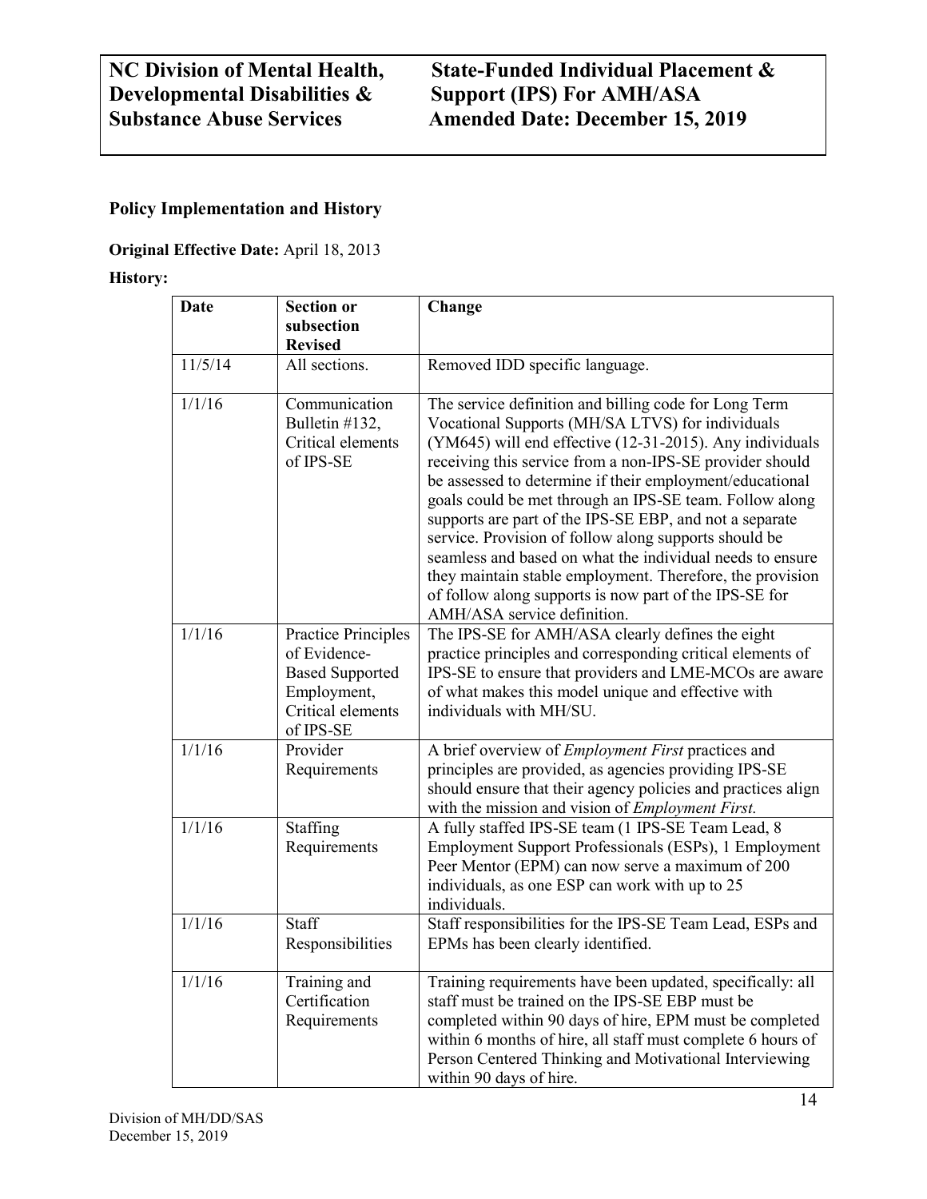**Policy Implementation and History**

**Original Effective Date:** April 18, 2013

**History:**

| Date | Section or subsection Revised | Change |
|---|---|---|
| 11/5/14 | All sections. | Removed IDD specific language. |
| 1/1/16 | Communication Bulletin #132, Critical elements of IPS-SE | The service definition and billing code for Long Term Vocational Supports (MH/SA LTVS) for individuals (YM645) will end effective (12-31-2015). Any individuals receiving this service from a non-IPS-SE provider should be assessed to determine if their employment/educational goals could be met through an IPS-SE team. Follow along supports are part of the IPS-SE EBP, and not a separate service. Provision of follow along supports should be seamless and based on what the individual needs to ensure they maintain stable employment. Therefore, the provision of follow along supports is now part of the IPS-SE for AMH/ASA service definition. |
| 1/1/16 | Practice Principles of Evidence-Based Supported Employment, Critical elements of IPS-SE | The IPS-SE for AMH/ASA clearly defines the eight practice principles and corresponding critical elements of IPS-SE to ensure that providers and LME-MCOs are aware of what makes this model unique and effective with individuals with MH/SU. |
| 1/1/16 | Provider Requirements | A brief overview of *Employment First* practices and principles are provided, as agencies providing IPS-SE should ensure that their agency policies and practices align with the mission and vision of *Employment First.* |
| 1/1/16 | Staffing Requirements | A fully staffed IPS-SE team (1 IPS-SE Team Lead, 8 Employment Support Professionals (ESPs), 1 Employment Peer Mentor (EPM) can now serve a maximum of 200 individuals, as one ESP can work with up to 25 individuals. |
| 1/1/16 | Staff Responsibilities | Staff responsibilities for the IPS-SE Team Lead, ESPs and EPMs has been clearly identified. |
| 1/1/16 | Training and Certification Requirements | Training requirements have been updated, specifically: all staff must be trained on the IPS-SE EBP must be completed within 90 days of hire, EPM must be completed within 6 months of hire, all staff must complete 6 hours of Person Centered Thinking and Motivational Interviewing within 90 days of hire. |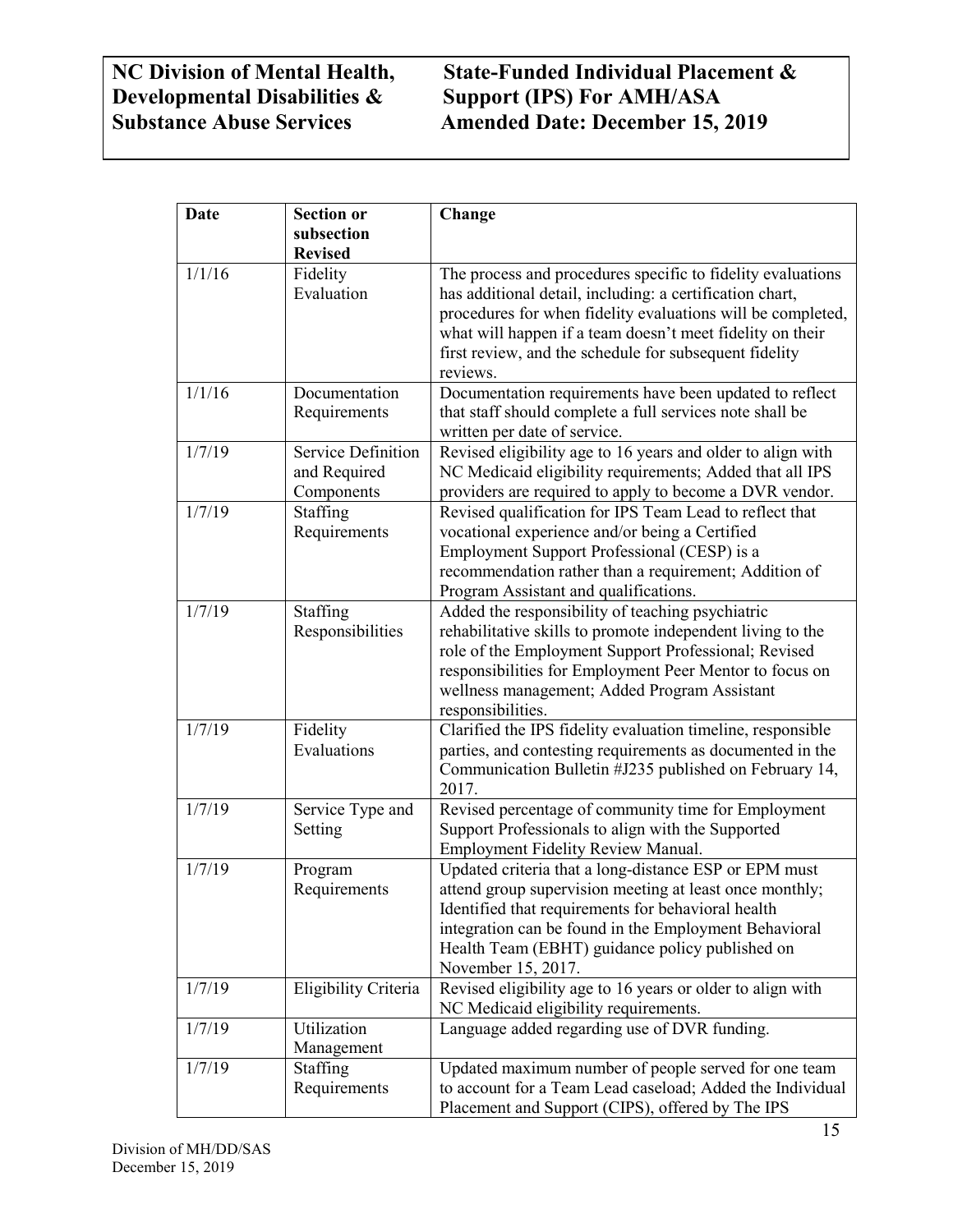| Date | Section or subsection Revised | Change |
|---|---|---|
| 1/1/16 | Fidelity Evaluation | The process and procedures specific to fidelity evaluations has additional detail, including: a certification chart, procedures for when fidelity evaluations will be completed, what will happen if a team doesn't meet fidelity on their first review, and the schedule for subsequent fidelity reviews. |
| 1/1/16 | Documentation Requirements | Documentation requirements have been updated to reflect that staff should complete a full services note shall be written per date of service. |
| 1/7/19 | Service Definition and Required Components | Revised eligibility age to 16 years and older to align with NC Medicaid eligibility requirements; Added that all IPS providers are required to apply to become a DVR vendor. |
| 1/7/19 | Staffing Requirements | Revised qualification for IPS Team Lead to reflect that vocational experience and/or being a Certified Employment Support Professional (CESP) is a recommendation rather than a requirement; Addition of Program Assistant and qualifications. |
| 1/7/19 | Staffing Responsibilities | Added the responsibility of teaching psychiatric rehabilitative skills to promote independent living to the role of the Employment Support Professional; Revised responsibilities for Employment Peer Mentor to focus on wellness management; Added Program Assistant responsibilities. |
| 1/7/19 | Fidelity Evaluations | Clarified the IPS fidelity evaluation timeline, responsible parties, and contesting requirements as documented in the Communication Bulletin #J235 published on February 14, 2017. |
| 1/7/19 | Service Type and Setting | Revised percentage of community time for Employment Support Professionals to align with the Supported Employment Fidelity Review Manual. |
| 1/7/19 | Program Requirements | Updated criteria that a long-distance ESP or EPM must attend group supervision meeting at least once monthly; Identified that requirements for behavioral health integration can be found in the Employment Behavioral Health Team (EBHT) guidance policy published on November 15, 2017. |
| 1/7/19 | Eligibility Criteria | Revised eligibility age to 16 years or older to align with NC Medicaid eligibility requirements. |
| 1/7/19 | Utilization Management | Language added regarding use of DVR funding. |
| 1/7/19 | Staffing Requirements | Updated maximum number of people served for one team to account for a Team Lead caseload; Added the Individual Placement and Support (CIPS), offered by The IPS |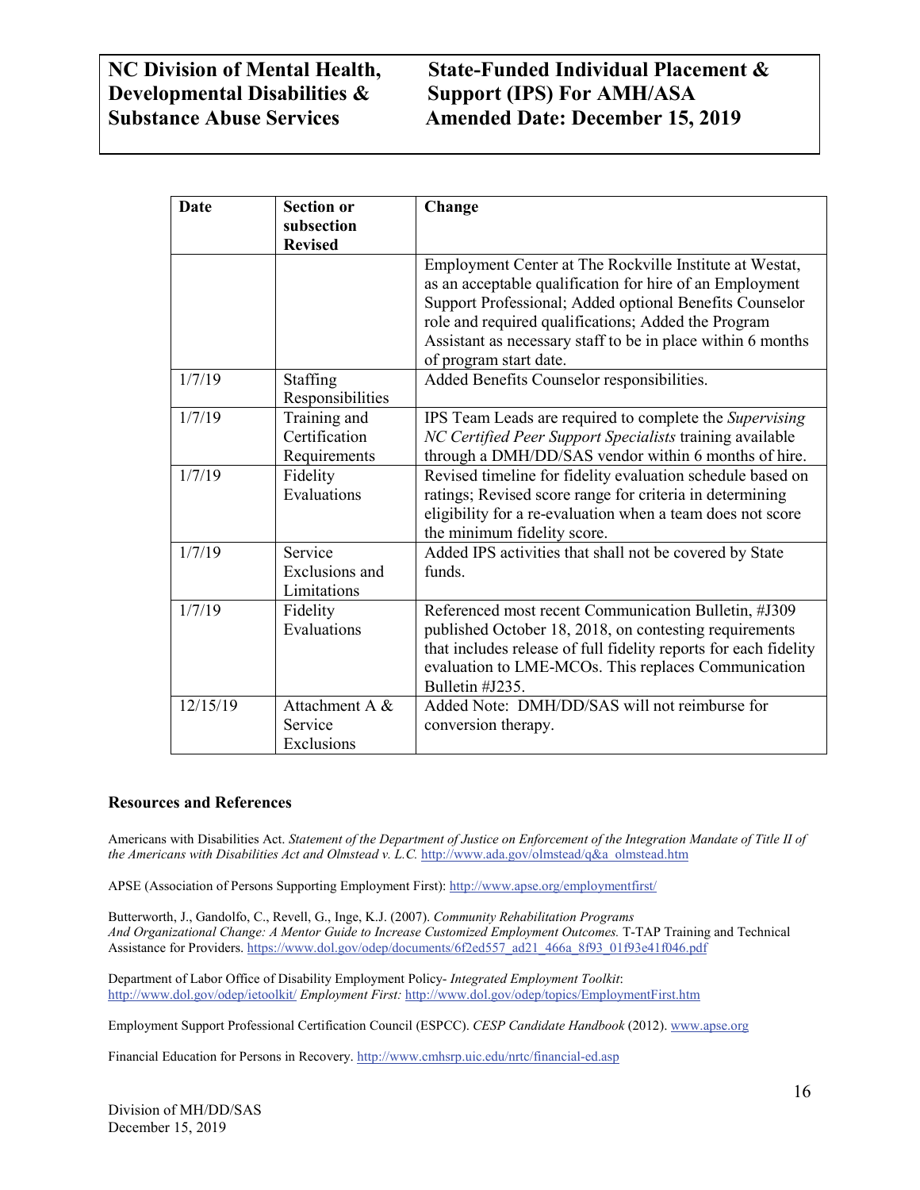| Date | Section or subsection Revised | Change |
|---|---|---|
| | | Employment Center at The Rockville Institute at Westat, as an acceptable qualification for hire of an Employment Support Professional; Added optional Benefits Counselor role and required qualifications; Added the Program Assistant as necessary staff to be in place within 6 months of program start date. |
| 1/7/19 | Staffing Responsibilities | Added Benefits Counselor responsibilities. |
| 1/7/19 | Training and Certification Requirements | IPS Team Leads are required to complete the *Supervising NC Certified Peer Support Specialists* training available through a DMH/DD/SAS vendor within 6 months of hire. |
| 1/7/19 | Fidelity Evaluations | Revised timeline for fidelity evaluation schedule based on ratings; Revised score range for criteria in determining eligibility for a re-evaluation when a team does not score the minimum fidelity score. |
| 1/7/19 | Service Exclusions and Limitations | Added IPS activities that shall not be covered by State funds. |
| 1/7/19 | Fidelity Evaluations | Referenced most recent Communication Bulletin, #J309 published October 18, 2018, on contesting requirements that includes release of full fidelity reports for each fidelity evaluation to LME-MCOs. This replaces Communication Bulletin #J235. |
| 12/15/19 | Attachment A & Service Exclusions | Added Note: DMH/DD/SAS will not reimburse for conversion therapy. |

**Resources and References**

Americans with Disabilities Act. *Statement of the Department of Justice on Enforcement of the Integration Mandate of Title II of the Americans with Disabilities Act and Olmstead v. L.C.* http://www.ada.gov/olmstead/q&a_olmstead.htm

APSE (Association of Persons Supporting Employment First): http://www.apse.org/employmentfirst/

Butterworth, J., Gandolfo, C., Revell, G., Inge, K.J. (2007). *Community Rehabilitation Programs And Organizational Change: A Mentor Guide to Increase Customized Employment Outcomes.* T-TAP Training and Technical Assistance for Providers. https://www.dol.gov/odep/documents/6f2ed557_ad21_466a_8f93_01f93e41f046.pdf

Department of Labor Office of Disability Employment Policy- *Integrated Employment Toolkit*: http://www.dol.gov/odep/ietoolkit/ *Employment First:* http://www.dol.gov/odep/topics/EmploymentFirst.htm

Employment Support Professional Certification Council (ESPCC). *CESP Candidate Handbook* (2012). www.apse.org

Financial Education for Persons in Recovery. http://www.cmhsrp.uic.edu/nrtc/financial-ed.asp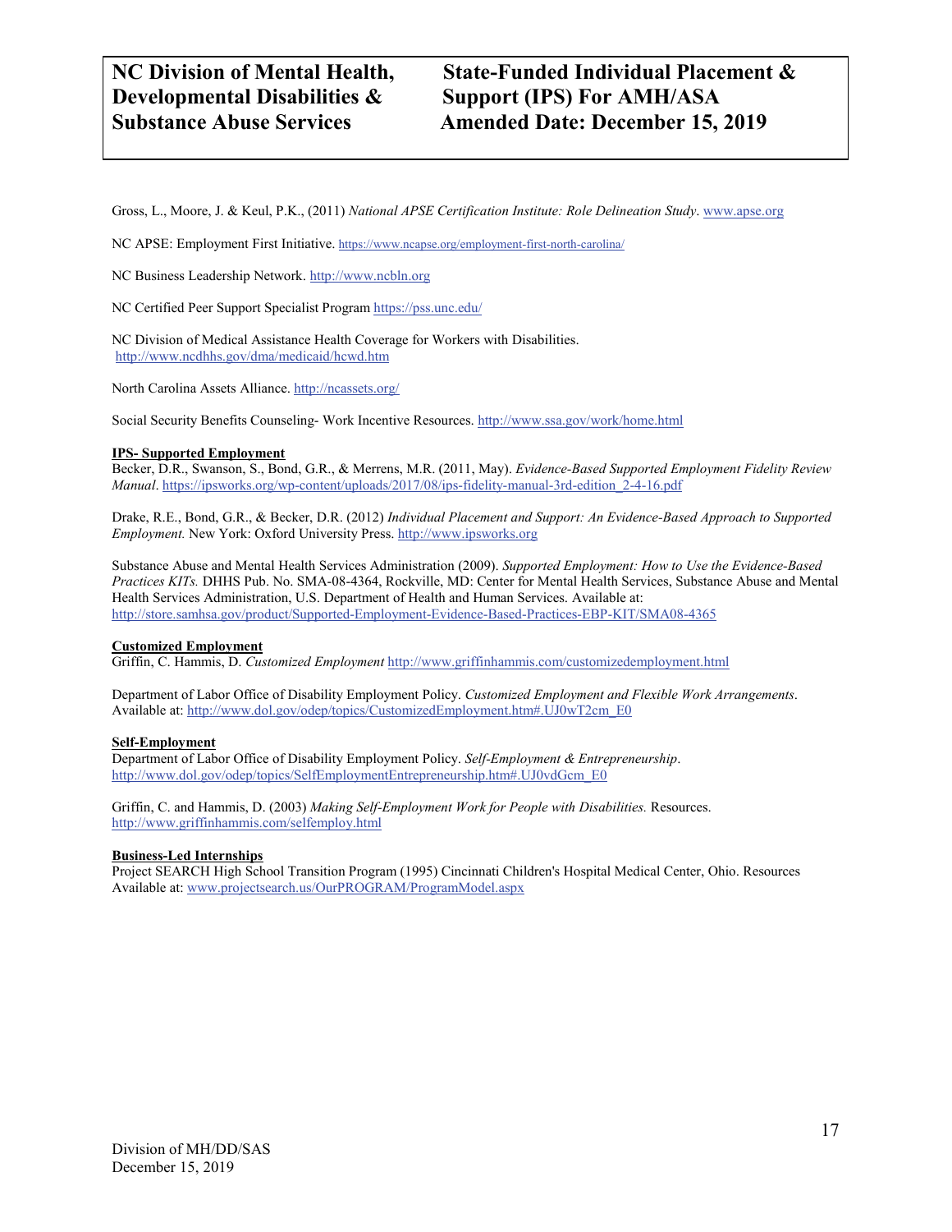Gross, L., Moore, J. & Keul, P.K., (2011) *National APSE Certification Institute: Role Delineation Study*. www.apse.org

NC APSE: Employment First Initiative. https://www.ncapse.org/employment-first-north-carolina/

NC Business Leadership Network. http://www.ncbln.org

NC Certified Peer Support Specialist Program https://pss.unc.edu/

NC Division of Medical Assistance Health Coverage for Workers with Disabilities. http://www.ncdhhs.gov/dma/medicaid/hcwd.htm

North Carolina Assets Alliance. http://ncassets.org/

Social Security Benefits Counseling- Work Incentive Resources. http://www.ssa.gov/work/home.html

**IPS- Supported Employment**

Becker, D.R., Swanson, S., Bond, G.R., & Merrens, M.R. (2011, May). *Evidence-Based Supported Employment Fidelity Review Manual*. https://ipsworks.org/wp-content/uploads/2017/08/ips-fidelity-manual-3rd-edition_2-4-16.pdf

Drake, R.E., Bond, G.R., & Becker, D.R. (2012) *Individual Placement and Support: An Evidence-Based Approach to Supported Employment.* New York: Oxford University Press. http://www.ipsworks.org

Substance Abuse and Mental Health Services Administration (2009). *Supported Employment: How to Use the Evidence-Based Practices KITs.* DHHS Pub. No. SMA-08-4364, Rockville, MD: Center for Mental Health Services, Substance Abuse and Mental Health Services Administration, U.S. Department of Health and Human Services. Available at: http://store.samhsa.gov/product/Supported-Employment-Evidence-Based-Practices-EBP-KIT/SMA08-4365

**Customized Employment**

Griffin, C. Hammis, D. *Customized Employment* http://www.griffinhammis.com/customizedemployment.html

Department of Labor Office of Disability Employment Policy. *Customized Employment and Flexible Work Arrangements*. Available at: http://www.dol.gov/odep/topics/CustomizedEmployment.htm#.UJ0wT2cm_E0

**Self-Employment**

Department of Labor Office of Disability Employment Policy. *Self-Employment & Entrepreneurship*. http://www.dol.gov/odep/topics/SelfEmploymentEntrepreneurship.htm#.UJ0vdGcm_E0

Griffin, C. and Hammis, D. (2003) *Making Self-Employment Work for People with Disabilities.* Resources. http://www.griffinhammis.com/selfemploy.html

**Business-Led Internships**

Project SEARCH High School Transition Program (1995) Cincinnati Children's Hospital Medical Center, Ohio. Resources Available at: www.projectsearch.us/OurPROGRAM/ProgramModel.aspx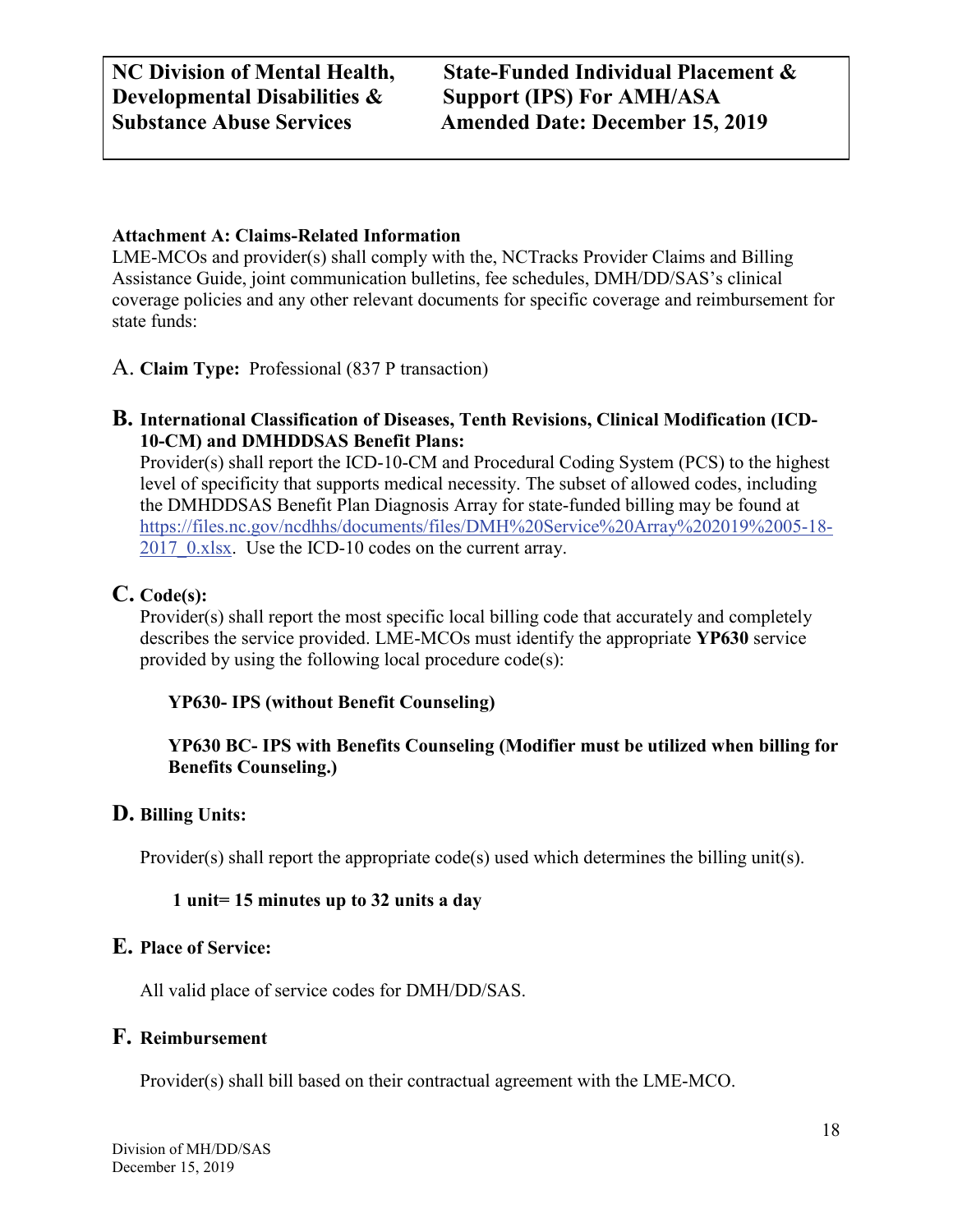**Attachment A: Claims-Related Information**

LME-MCOs and provider(s) shall comply with the, NCTracks Provider Claims and Billing Assistance Guide, joint communication bulletins, fee schedules, DMH/DD/SAS's clinical coverage policies and any other relevant documents for specific coverage and reimbursement for state funds:

A. **Claim Type:** Professional (837 P transaction)

**B. International Classification of Diseases, Tenth Revisions, Clinical Modification (ICD-10-CM) and DMHDDSAS Benefit Plans:**

Provider(s) shall report the ICD-10-CM and Procedural Coding System (PCS) to the highest level of specificity that supports medical necessity. The subset of allowed codes, including the DMHDDSAS Benefit Plan Diagnosis Array for state-funded billing may be found at https://files.nc.gov/ncdhhs/documents/files/DMH%20Service%20Array%202019%2005-18-2017_0.xlsx. Use the ICD-10 codes on the current array.

**C. Code(s):**

Provider(s) shall report the most specific local billing code that accurately and completely describes the service provided. LME-MCOs must identify the appropriate **YP630** service provided by using the following local procedure code(s):

**YP630- IPS (without Benefit Counseling)**

**YP630 BC- IPS with Benefits Counseling (Modifier must be utilized when billing for Benefits Counseling.)**

**D. Billing Units:**

Provider(s) shall report the appropriate code(s) used which determines the billing unit(s).

**1 unit= 15 minutes up to 32 units a day**

**E. Place of Service:**

All valid place of service codes for DMH/DD/SAS.

**F. Reimbursement**

Provider(s) shall bill based on their contractual agreement with the LME-MCO.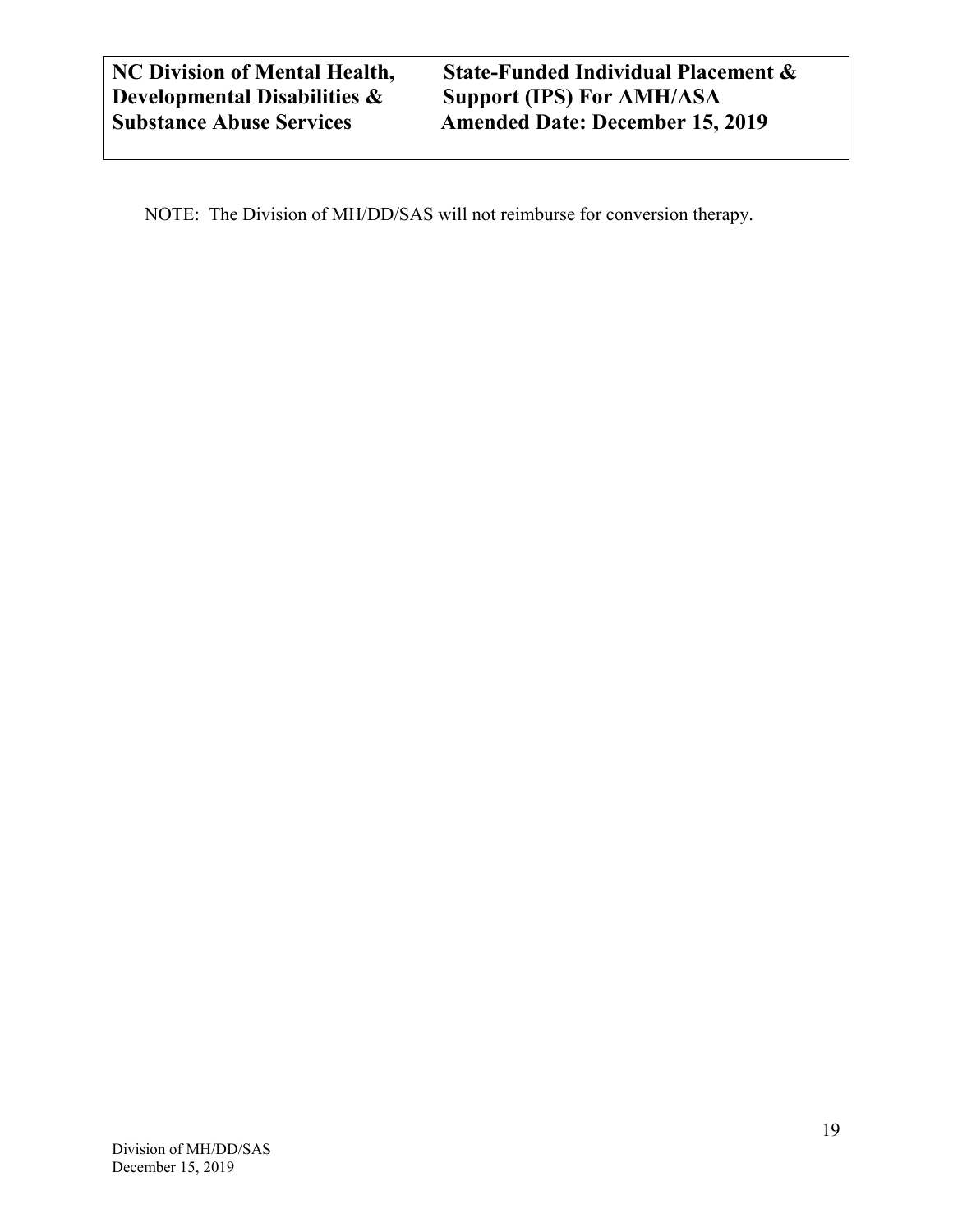NOTE: The Division of MH/DD/SAS will not reimburse for conversion therapy.